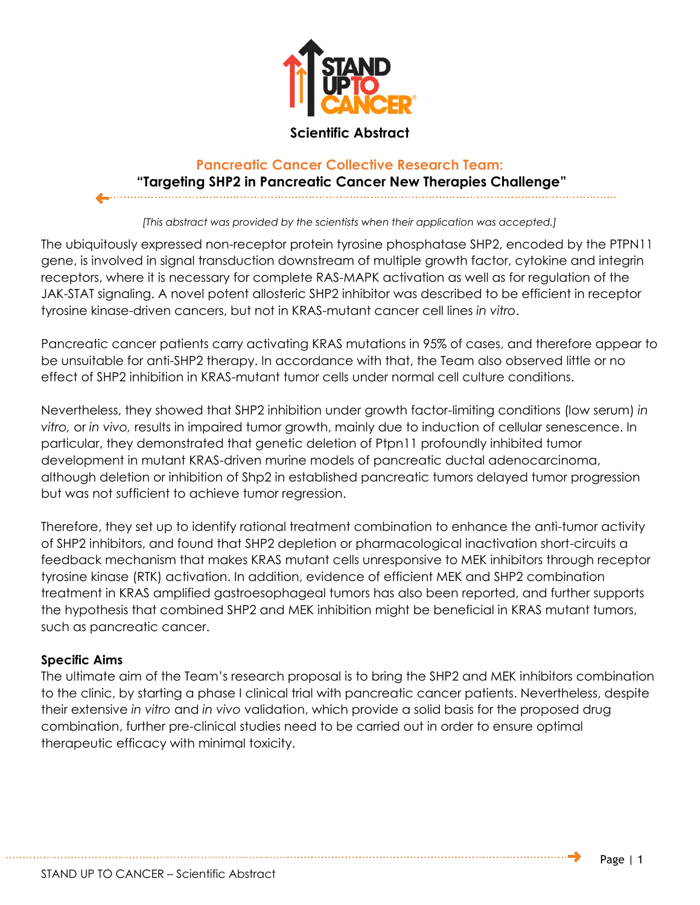# Scientific Abstract

## Pancreatic Cancer Collective Research Team:

## "Targeting SHP2 in Pancreatic Cancer New Therapies Challenge"

*[This abstract was provided by the scientists when their application was accepted.]*

The ubiquitously expressed non-receptor protein tyrosine phosphatase SHP2, encoded by the PTPN11 gene, is involved in signal transduction downstream of multiple growth factor, cytokine and integrin receptors, where it is necessary for complete RAS-MAPK activation as well as for regulation of the JAK-STAT signaling. A novel potent allosteric SHP2 inhibitor was described to be efficient in receptor tyrosine kinase-driven cancers, but not in KRAS-mutant cancer cell lines *in vitro*.

Pancreatic cancer patients carry activating KRAS mutations in 95% of cases, and therefore appear to be unsuitable for anti-SHP2 therapy. In accordance with that, the Team also observed little or no effect of SHP2 inhibition in KRAS-mutant tumor cells under normal cell culture conditions.

Nevertheless, they showed that SHP2 inhibition under growth factor-limiting conditions (low serum) *in vitro,* or *in vivo,* results in impaired tumor growth, mainly due to induction of cellular senescence. In particular, they demonstrated that genetic deletion of Ptpn11 profoundly inhibited tumor development in mutant KRAS-driven murine models of pancreatic ductal adenocarcinoma, although deletion or inhibition of Shp2 in established pancreatic tumors delayed tumor progression but was not sufficient to achieve tumor regression.

Therefore, they set up to identify rational treatment combination to enhance the anti-tumor activity of SHP2 inhibitors, and found that SHP2 depletion or pharmacological inactivation short-circuits a feedback mechanism that makes KRAS mutant cells unresponsive to MEK inhibitors through receptor tyrosine kinase (RTK) activation. In addition, evidence of efficient MEK and SHP2 combination treatment in KRAS amplified gastroesophageal tumors has also been reported, and further supports the hypothesis that combined SHP2 and MEK inhibition might be beneficial in KRAS mutant tumors, such as pancreatic cancer.

### Specific Aims

The ultimate aim of the Team's research proposal is to bring the SHP2 and MEK inhibitors combination to the clinic, by starting a phase I clinical trial with pancreatic cancer patients. Nevertheless, despite their extensive *in vitro* and *in vivo* validation, which provide a solid basis for the proposed drug combination, further pre-clinical studies need to be carried out in order to ensure optimal therapeutic efficacy with minimal toxicity.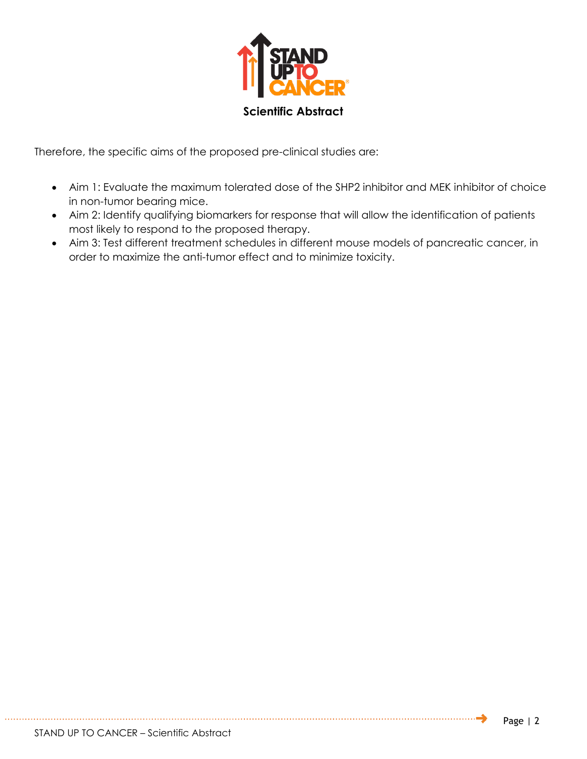Therefore, the specific aims of the proposed pre-clinical studies are:

- Aim 1: Evaluate the maximum tolerated dose of the SHP2 inhibitor and MEK inhibitor of choice in non-tumor bearing mice.
- Aim 2: Identify qualifying biomarkers for response that will allow the identification of patients most likely to respond to the proposed therapy.
- Aim 3: Test different treatment schedules in different mouse models of pancreatic cancer, in order to maximize the anti-tumor effect and to minimize toxicity.